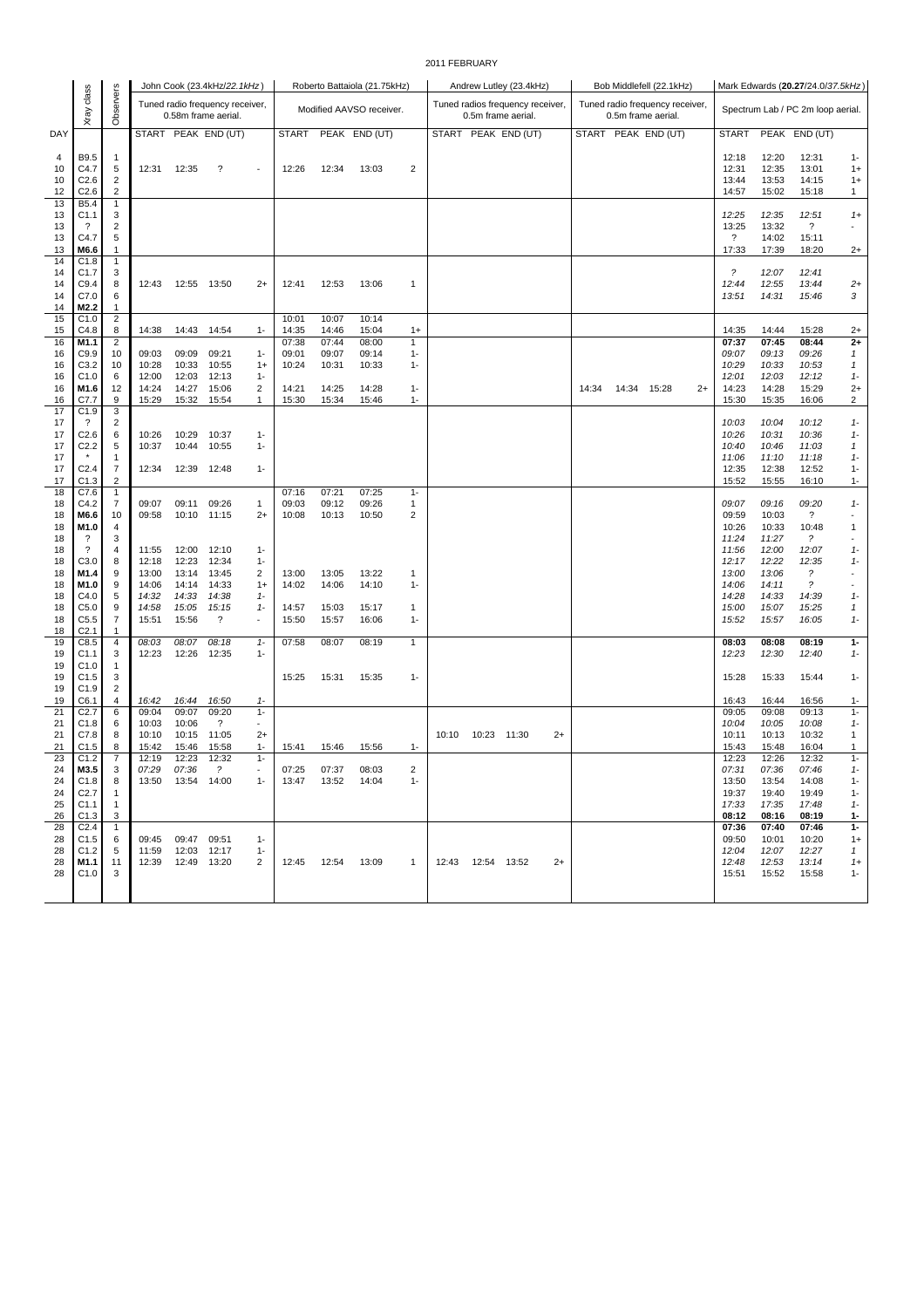# 2011 FEBRUARY

| DAY | Xray class | Observers | John Cook (23.4kHz/22.1kHz) | | | | Roberto Battaiola (21.75kHz) | | | | Andrew Lutley (23.4kHz) | | | | Bob Middlefell (22.1kHz) | | | | Mark Edwards (20.27/24.0/37.5kHz) | | | |
|---|---|---|---|---|---|---|---|---|---|---|---|---|---|---|---|---|---|---|---|---|---|---|
| | | | Tuned radio frequency receiver, 0.58m frame aerial. | | | | Modified AAVSO receiver. | | | | Tuned radios frequency receiver, 0.5m frame aerial. | | | | Tuned radio frequency receiver, 0.5m frame aerial. | | | | Spectrum Lab / PC 2m loop aerial. | | | |
| DAY | | | START | PEAK | END (UT) | | START | PEAK | END (UT) | | START | PEAK | END (UT) | | START | PEAK | END (UT) | | START | PEAK | END (UT) | |
| 4 | B9.5 | 1 | | | | | | | | | | | | | | | | | 12:18 | 12:20 | 12:31 | 1- |
| 10 | C4.7 | 5 | 12:31 | 12:35 | ? | - | 12:26 | 12:34 | 13:03 | 2 | | | | | | | | | 12:31 | 12:35 | 13:01 | 1+ |
| 10 | C2.6 | 2 | | | | | | | | | | | | | | | | | 13:44 | 13:53 | 14:15 | 1+ |
| 12 | C2.6 | 2 | | | | | | | | | | | | | | | | | 14:57 | 15:02 | 15:18 | 1 |
| 13 | B5.4 | 1 | | | | | | | | | | | | | | | | | | | | |
| 13 | C1.1 | 3 | | | | | | | | | | | | | | | | | 12:25 | 12:35 | 12:51 | 1+ |
| 13 | ? | 2 | | | | | | | | | | | | | | | | | 13:25 | 13:32 | ? | - |
| 13 | C4.7 | 5 | | | | | | | | | | | | | | | | | ? | 14:02 | 15:11 | |
| 13 | M6.6 | 1 | | | | | | | | | | | | | | | | | 17:33 | 17:39 | 18:20 | 2+ |
| 14 | C1.8 | 1 | | | | | | | | | | | | | | | | | | | | |
| 14 | C1.7 | 3 | | | | | | | | | | | | | | | | | ? | 12:07 | 12:41 | |
| 14 | C9.4 | 8 | 12:43 | 12:55 | 13:50 | 2+ | 12:41 | 12:53 | 13:06 | 1 | | | | | | | | | 12:44 | 12:55 | 13:44 | 2+ |
| 14 | C7.0 | 6 | | | | | | | | | | | | | | | | | 13:51 | 14:31 | 15:46 | 3 |
| 14 | M2.2 | 1 | | | | | | | | | | | | | | | | | | | | |
| 15 | C1.0 | 2 | | | | | 10:01 | 10:07 | 10:14 | | | | | | | | | | | | | |
| 15 | C4.8 | 8 | 14:38 | 14:43 | 14:54 | 1- | 14:35 | 14:46 | 15:04 | 1+ | | | | | | | | | 14:35 | 14:44 | 15:28 | 2+ |
| 16 | M1.1 | 2 | | | | | 07:38 | 07:44 | 08:00 | 1 | | | | | | | | | 07:37 | 07:45 | 08:44 | 2+ |
| 16 | C9.9 | 10 | 09:03 | 09:09 | 09:21 | 1- | 09:01 | 09:07 | 09:14 | 1- | | | | | | | | | 09:07 | 09:13 | 09:26 | 1 |
| 16 | C3.2 | 10 | 10:28 | 10:33 | 10:55 | 1+ | 10:24 | 10:31 | 10:33 | 1- | | | | | | | | | 10:29 | 10:33 | 10:53 | 1 |
| 16 | C1.0 | 6 | 12:00 | 12:03 | 12:13 | 1- | | | | | | | | | | | | | 12:01 | 12:03 | 12:12 | 1- |
| 16 | M1.6 | 12 | 14:24 | 14:27 | 15:06 | 2 | 14:21 | 14:25 | 14:28 | 1- | | | | | 14:34 | 14:34 | 15:28 | 2+ | 14:23 | 14:28 | 15:29 | 2+ |
| 16 | C7.7 | 9 | 15:29 | 15:32 | 15:54 | 1 | 15:30 | 15:34 | 15:46 | 1- | | | | | | | | | 15:30 | 15:35 | 16:06 | 2 |
| 17 | C1.9 | 3 | | | | | | | | | | | | | | | | | | | | |
| 17 | ? | 2 | | | | | | | | | | | | | | | | | 10:03 | 10:04 | 10:12 | 1- |
| 17 | C2.6 | 6 | 10:26 | 10:29 | 10:37 | 1- | | | | | | | | | | | | | 10:26 | 10:31 | 10:36 | 1- |
| 17 | C2.2 | 5 | 10:37 | 10:44 | 10:55 | 1- | | | | | | | | | | | | | 10:40 | 10:46 | 11:03 | 1 |
| 17 | * | 1 | | | | | | | | | | | | | | | | | 11:06 | 11:10 | 11:18 | 1- |
| 17 | C2.4 | 7 | 12:34 | 12:39 | 12:48 | 1- | | | | | | | | | | | | | 12:35 | 12:38 | 12:52 | 1- |
| 17 | C1.3 | 2 | | | | | | | | | | | | | | | | | 15:52 | 15:55 | 16:10 | 1- |
| 18 | C7.6 | 1 | | | | | 07:16 | 07:21 | 07:25 | 1- | | | | | | | | | | | | |
| 18 | C4.2 | 7 | 09:07 | 09:11 | 09:26 | 1 | 09:03 | 09:12 | 09:26 | 1 | | | | | | | | | 09:07 | 09:16 | 09:20 | 1- |
| 18 | M6.6 | 10 | 09:58 | 10:10 | 11:15 | 2+ | 10:08 | 10:13 | 10:50 | 2 | | | | | | | | | 09:59 | 10:03 | ? | - |
| 18 | M1.0 | 4 | | | | | | | | | | | | | | | | | 10:26 | 10:33 | 10:48 | 1 |
| 18 | ? | 3 | | | | | | | | | | | | | | | | | 11:24 | 11:27 | ? | - |
| 18 | ? | 4 | 11:55 | 12:00 | 12:10 | 1- | | | | | | | | | | | | | 11:56 | 12:00 | 12:07 | 1- |
| 18 | C3.0 | 8 | 12:18 | 12:23 | 12:34 | 1- | | | | | | | | | | | | | 12:17 | 12:22 | 12:35 | 1- |
| 18 | M1.4 | 9 | 13:00 | 13:14 | 13:45 | 2 | 13:00 | 13:05 | 13:22 | 1 | | | | | | | | | 13:00 | 13:06 | ? | - |
| 18 | M1.0 | 9 | 14:06 | 14:14 | 14:33 | 1+ | 14:02 | 14:06 | 14:10 | 1- | | | | | | | | | 14:06 | 14:11 | ? | - |
| 18 | C4.0 | 5 | 14:32 | 14:33 | 14:38 | 1- | | | | | | | | | | | | | 14:28 | 14:33 | 14:39 | 1- |
| 18 | C5.0 | 9 | 14:58 | 15:05 | 15:15 | 1- | 14:57 | 15:03 | 15:17 | 1 | | | | | | | | | 15:00 | 15:07 | 15:25 | 1 |
| 18 | C5.5 | 7 | 15:51 | 15:56 | ? | - | 15:50 | 15:57 | 16:06 | 1- | | | | | | | | | 15:52 | 15:57 | 16:05 | 1- |
| 18 | C2.1 | 1 | | | | | | | | | | | | | | | | | | | | |
| 19 | C8.5 | 4 | 08:03 | 08:07 | 08:18 | 1- | 07:58 | 08:07 | 08:19 | 1 | | | | | | | | | 08:03 | 08:08 | 08:19 | 1- |
| 19 | C1.1 | 3 | 12:23 | 12:26 | 12:35 | 1- | | | | | | | | | | | | | 12:23 | 12:30 | 12:40 | 1- |
| 19 | C1.0 | 1 | | | | | | | | | | | | | | | | | | | | |
| 19 | C1.5 | 3 | | | | | 15:25 | 15:31 | 15:35 | 1- | | | | | | | | | 15:28 | 15:33 | 15:44 | 1- |
| 19 | C1.9 | 2 | | | | | | | | | | | | | | | | | | | | |
| 19 | C6.1 | 4 | 16:42 | 16:44 | 16:50 | 1- | | | | | | | | | | | | | 16:43 | 16:44 | 16:56 | 1- |
| 21 | C2.7 | 6 | 09:04 | 09:07 | 09:20 | 1- | | | | | | | | | | | | | 09:05 | 09:08 | 09:13 | 1- |
| 21 | C1.8 | 6 | 10:03 | 10:06 | ? | - | | | | | | | | | | | | | 10:04 | 10:05 | 10:08 | 1- |
| 21 | C7.8 | 8 | 10:10 | 10:15 | 11:05 | 2+ | | | | | 10:10 | 10:23 | 11:30 | 2+ | | | | | 10:11 | 10:13 | 10:32 | 1 |
| 21 | C1.5 | 8 | 15:42 | 15:46 | 15:58 | 1- | 15:41 | 15:46 | 15:56 | 1- | | | | | | | | | 15:43 | 15:48 | 16:04 | 1 |
| 23 | C1.2 | 7 | 12:19 | 12:23 | 12:32 | 1- | | | | | | | | | | | | | 12:23 | 12:26 | 12:32 | 1- |
| 24 | M3.5 | 3 | 07:29 | 07:36 | ? | - | 07:25 | 07:37 | 08:03 | 2 | | | | | | | | | 07:31 | 07:36 | 07:46 | 1- |
| 24 | C1.8 | 8 | 13:50 | 13:54 | 14:00 | 1- | 13:47 | 13:52 | 14:04 | 1- | | | | | | | | | 13:50 | 13:54 | 14:08 | 1- |
| 24 | C2.7 | 1 | | | | | | | | | | | | | | | | | 19:37 | 19:40 | 19:49 | 1- |
| 25 | C1.1 | 1 | | | | | | | | | | | | | | | | | 17:33 | 17:35 | 17:48 | 1- |
| 26 | C1.3 | 3 | | | | | | | | | | | | | | | | | 08:12 | 08:16 | 08:19 | 1- |
| 28 | C2.4 | 1 | | | | | | | | | | | | | | | | | 07:36 | 07:40 | 07:46 | 1- |
| 28 | C1.5 | 6 | 09:45 | 09:47 | 09:51 | 1- | | | | | | | | | | | | | 09:50 | 10:01 | 10:20 | 1+ |
| 28 | C1.2 | 5 | 11:59 | 12:03 | 12:17 | 1- | | | | | | | | | | | | | 12:04 | 12:07 | 12:27 | 1 |
| 28 | M1.1 | 11 | 12:39 | 12:49 | 13:20 | 2 | 12:45 | 12:54 | 13:09 | 1 | 12:43 | 12:54 | 13:52 | 2+ | | | | | 12:48 | 12:53 | 13:14 | 1+ |
| 28 | C1.0 | 3 | | | | | | | | | | | | | | | | | 15:51 | 15:52 | 15:58 | 1- |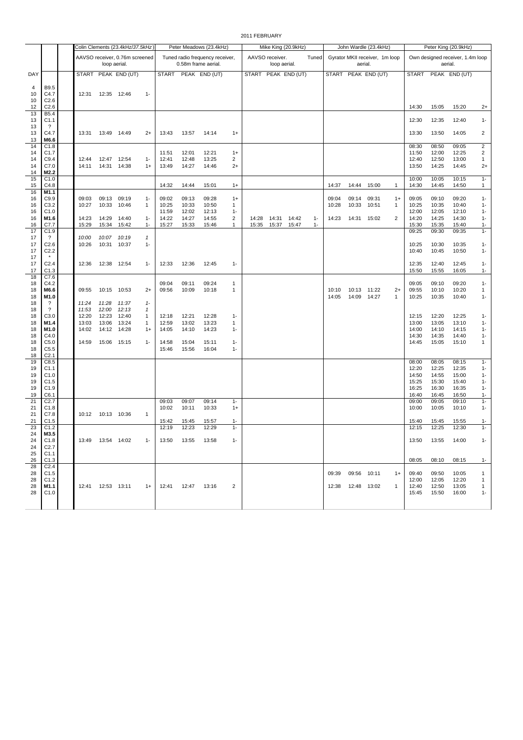2011 FEBRUARY

| DAY | | | Colin Clements (23.4kHz/*37.5kHz*) AAVSO receiver, 0.76m screened loop aerial. | | | | Peter Meadows (23.4kHz) Tuned radio frequency receiver, 0.58m frame aerial. | | | | Mike King (20.9kHz) AAVSO receiver. Tuned loop aerial. | | | | John Wardle (23.4kHz) Gyrator MKII receiver, 1m loop aerial. | | | | Peter King (20.9kHz) Own designed receiver, 1.4m loop aerial. | | | |
|---|---|---|---|---|---|---|---|---|---|---|---|---|---|---|---|---|---|---|---|---|---|---|
| | | | START | PEAK | END (UT) | | START | PEAK | END (UT) | | START | PEAK | END (UT) | | START | PEAK | END (UT) | | START | PEAK | END (UT) | |
| 4 | B9.5 | | | | | | | | | | | | | | | | | | | | | |
| 10 | C4.7 | | 12:31 | 12:35 | 12:46 | 1- | | | | | | | | | | | | | | | | |
| 10 | C2.6 | | | | | | | | | | | | | | | | | | | | | |
| 12 | C2.6 | | | | | | | | | | | | | | | | | | 14:30 | 15:05 | 15:20 | 2+ |
| 13 | B5.4 | | | | | | | | | | | | | | | | | | | | | |
| 13 | C1.1 | | | | | | | | | | | | | | | | | | 12:30 | 12:35 | 12:40 | 1- |
| 13 | ? | | | | | | | | | | | | | | | | | | | | | |
| 13 | C4.7 | | 13:31 | 13:49 | 14:49 | 2+ | 13:43 | 13:57 | 14:14 | 1+ | | | | | | | | | 13:30 | 13:50 | 14:05 | 2 |
| 13 | **M6.6** | | | | | | | | | | | | | | | | | | | | | |
| 14 | C1.8 | | | | | | | | | | | | | | | | | | 08:30 | 08:50 | 09:05 | 2 |
| 14 | C1.7 | | | | | | 11:51 | 12:01 | 12:21 | 1+ | | | | | | | | | 11:50 | 12:00 | 12:25 | 2 |
| 14 | C9.4 | | 12:44 | 12:47 | 12:54 | 1- | 12:41 | 12:48 | 13:25 | 2 | | | | | | | | | 12:40 | 12:50 | 13:00 | 1 |
| 14 | C7.0 | | 14:11 | 14:31 | 14:38 | 1+ | 13:49 | 14:27 | 14:46 | 2+ | | | | | | | | | 13:50 | 14:25 | 14:45 | 2+ |
| 14 | **M2.2** | | | | | | | | | | | | | | | | | | | | | |
| 15 | C1.0 | | | | | | | | | | | | | | | | | | 10:00 | 10:05 | 10:15 | 1- |
| 15 | C4.8 | | | | | | 14:32 | 14:44 | 15:01 | 1+ | | | | | 14:37 | 14:44 | 15:00 | 1 | 14:30 | 14:45 | 14:50 | 1 |
| 16 | **M1.1** | | | | | | | | | | | | | | | | | | | | | |
| 16 | C9.9 | | 09:03 | 09:13 | 09:19 | 1- | 09:02 | 09:13 | 09:28 | 1+ | | | | | 09:04 | 09:14 | 09:31 | 1+ | 09:05 | 09:10 | 09:20 | 1- |
| 16 | C3.2 | | 10:27 | 10:33 | 10:46 | 1 | 10:25 | 10:33 | 10:50 | 1 | | | | | 10:28 | 10:33 | 10:51 | 1 | 10:25 | 10:35 | 10:40 | 1- |
| 16 | C1.0 | | | | | | 11:59 | 12:02 | 12:13 | 1- | | | | | | | | | 12:00 | 12:05 | 12:10 | 1- |
| 16 | **M1.6** | | 14:23 | 14:29 | 14:40 | 1- | 14:22 | 14:27 | 14:55 | 2 | 14:28 | 14:31 | 14:42 | 1- | 14:23 | 14:31 | 15:02 | 2 | 14:20 | 14:25 | 14:30 | 1- |
| 16 | C7.7 | | 15:29 | 15:34 | 15:42 | 1- | 15:27 | 15:33 | 15:46 | 1 | 15:35 | 15:37 | 15:47 | 1- | | | | | 15:30 | 15:35 | 15:40 | 1- |
| 17 | C1.9 | | | | | | | | | | | | | | | | | | 09:25 | 09:30 | 09:35 | 1- |
| 17 | ? | | *10:00* | *10:07* | *10:19* | *1* | | | | | | | | | | | | | | | | |
| 17 | C2.6 | | 10:26 | 10:31 | 10:37 | 1- | | | | | | | | | | | | | 10:25 | 10:30 | 10:35 | 1- |
| 17 | C2.2 | | | | | | | | | | | | | | | | | | 10:40 | 10:45 | 10:50 | 1- |
| 17 | * | | | | | | | | | | | | | | | | | | | | | |
| 17 | C2.4 | | 12:36 | 12:38 | 12:54 | 1- | 12:33 | 12:36 | 12:45 | 1- | | | | | | | | | 12:35 | 12:40 | 12:45 | 1- |
| 17 | C1.3 | | | | | | | | | | | | | | | | | | 15:50 | 15:55 | 16:05 | 1- |
| 18 | C7.6 | | | | | | | | | | | | | | | | | | | | | |
| 18 | C4.2 | | | | | | 09:04 | 09:11 | 09:24 | 1 | | | | | | | | | 09:05 | 09:10 | 09:20 | 1- |
| 18 | **M6.6** | | 09:55 | 10:15 | 10:53 | 2+ | 09:56 | 10:09 | 10:18 | 1 | | | | | 10:10 | 10:13 | 11:22 | 2+ | 09:55 | 10:10 | 10:20 | 1 |
| 18 | **M1.0** | | | | | | | | | | | | | | 14:05 | 14:09 | 14:27 | 1 | 10:25 | 10:35 | 10:40 | 1- |
| 18 | ? | | *11:24* | *11:28* | *11:37* | *1-* | | | | | | | | | | | | | | | | |
| 18 | ? | | *11:53* | *12:00* | *12:13* | *1* | | | | | | | | | | | | | | | | |
| 18 | C3.0 | | 12:20 | 12:23 | 12:40 | 1 | 12:18 | 12:21 | 12:28 | 1- | | | | | | | | | 12:15 | 12:20 | 12:25 | 1- |
| 18 | **M1.4** | | 13:03 | 13:06 | 13:24 | 1 | 12:59 | 13:02 | 13:23 | 1 | | | | | | | | | 13:00 | 13:05 | 13:10 | 1- |
| 18 | **M1.0** | | 14:02 | 14:12 | 14:28 | 1+ | 14:05 | 14:10 | 14:23 | 1- | | | | | | | | | 14:00 | 14:10 | 14:15 | 1- |
| 18 | C4.0 | | | | | | | | | | | | | | | | | | 14:30 | 14:35 | 14:40 | 1- |
| 18 | C5.0 | | 14:59 | 15:06 | 15:15 | 1- | 14:58 | 15:04 | 15:11 | 1- | | | | | | | | | 14:45 | 15:05 | 15:10 | 1 |
| 18 | C5.5 | | | | | | 15:46 | 15:56 | 16:04 | 1- | | | | | | | | | | | | |
| 18 | C2.1 | | | | | | | | | | | | | | | | | | | | | |
| 19 | C8.5 | | | | | | | | | | | | | | | | | | 08:00 | 08:05 | 08:15 | 1- |
| 19 | C1.1 | | | | | | | | | | | | | | | | | | 12:20 | 12:25 | 12:35 | 1- |
| 19 | C1.0 | | | | | | | | | | | | | | | | | | 14:50 | 14:55 | 15:00 | 1- |
| 19 | C1.5 | | | | | | | | | | | | | | | | | | 15:25 | 15:30 | 15:40 | 1- |
| 19 | C1.9 | | | | | | | | | | | | | | | | | | 16:25 | 16:30 | 16:35 | 1- |
| 19 | C6.1 | | | | | | | | | | | | | | | | | | 16:40 | 16:45 | 16:50 | 1- |
| 21 | C2.7 | | | | | | 09:03 | 09:07 | 09:14 | 1- | | | | | | | | | 09:00 | 09:05 | 09:10 | 1- |
| 21 | C1.8 | | | | | | 10:02 | 10:11 | 10:33 | 1+ | | | | | | | | | 10:00 | 10:05 | 10:10 | 1- |
| 21 | C7.8 | | 10:12 | 10:13 | 10:36 | 1 | | | | | | | | | | | | | | | | |
| 21 | C1.5 | | | | | | 15:42 | 15:45 | 15:57 | 1- | | | | | | | | | 15:40 | 15:45 | 15:55 | 1- |
| 23 | C1.2 | | | | | | 12:19 | 12:23 | 12:29 | 1- | | | | | | | | | 12:15 | 12:25 | 12:30 | 1- |
| 24 | **M3.5** | | | | | | | | | | | | | | | | | | | | | |
| 24 | C1.8 | | 13:49 | 13:54 | 14:02 | 1- | 13:50 | 13:55 | 13:58 | 1- | | | | | | | | | 13:50 | 13:55 | 14:00 | 1- |
| 24 | C2.7 | | | | | | | | | | | | | | | | | | | | | |
| 25 | C1.1 | | | | | | | | | | | | | | | | | | | | | |
| 26 | C1.3 | | | | | | | | | | | | | | | | | | 08:05 | 08:10 | 08:15 | 1- |
| 28 | C2.4 | | | | | | | | | | | | | | | | | | | | | |
| 28 | C1.5 | | | | | | | | | | | | | | 09:39 | 09:56 | 10:11 | 1+ | 09:40 | 09:50 | 10:05 | 1 |
| 28 | C1.2 | | | | | | | | | | | | | | | | | | 12:00 | 12:05 | 12:20 | 1 |
| 28 | **M1.1** | | 12:41 | 12:53 | 13:11 | 1+ | 12:41 | 12:47 | 13:16 | 2 | | | | | 12:38 | 12:48 | 13:02 | 1 | 12:40 | 12:50 | 13:05 | 1 |
| 28 | C1.0 | | | | | | | | | | | | | | | | | | 15:45 | 15:50 | 16:00 | 1- |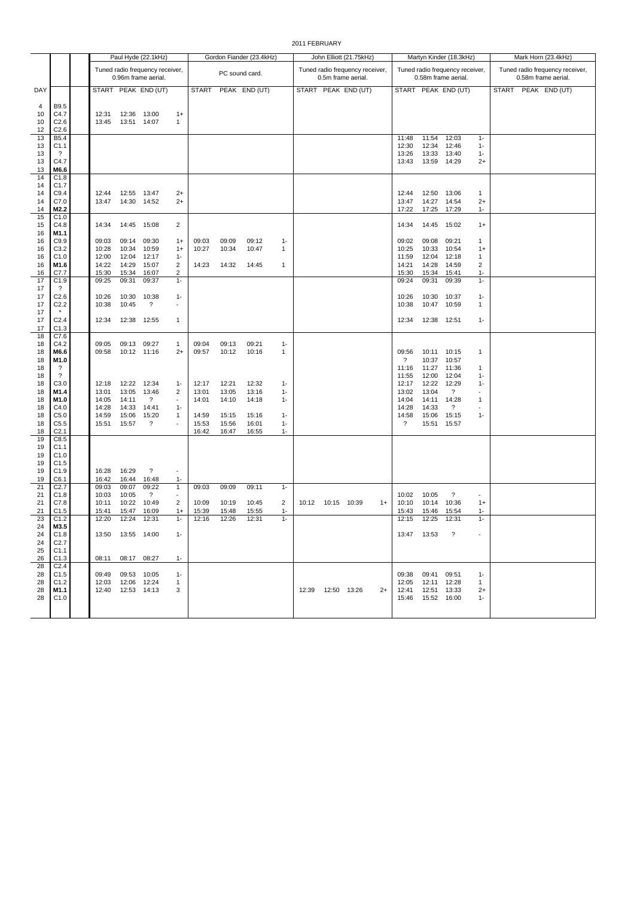2011 FEBRUARY

| DAY | | | Paul Hyde (22.1kHz) Tuned radio frequency receiver, 0.96m frame aerial. START | PEAK | END (UT) | | Gordon Fiander (23.4kHz) PC sound card. START | PEAK | END (UT) | | John Elliott (21.75kHz) Tuned radio frequency receiver, 0.5m frame aerial. START | PEAK | END (UT) | | Martyn Kinder (18.3kHz) Tuned radio frequency receiver, 0.58m frame aerial. START | PEAK | END (UT) | | Mark Horn (23.4kHz) Tuned radio frequency receiver, 0.58m frame aerial. START | PEAK | END (UT) | |
|---|---|---|---|---|---|---|---|---|---|---|---|---|---|---|---|---|---|---|---|---|---|---|
| 4 | B9.5 | | | | | | | | | | | | | | | | | | | | | |
| 10 | C4.7 | | 12:31 | 12:36 | 13:00 | 1+ | | | | | | | | | | | | | | | | |
| 10 | C2.6 | | 13:45 | 13:51 | 14:07 | 1 | | | | | | | | | | | | | | | | |
| 12 | C2.6 | | | | | | | | | | | | | | | | | | | | | |
| 13 | B5.4 | | | | | | | | | | | | | | 11:48 | 11:54 | 12:03 | 1- | | | | |
| 13 | C1.1 | | | | | | | | | | | | | | 12:30 | 12:34 | 12:46 | 1- | | | | |
| 13 | ? | | | | | | | | | | | | | | 13:26 | 13:33 | 13:40 | 1- | | | | |
| 13 | C4.7 | | | | | | | | | | | | | | 13:43 | 13:59 | 14:29 | 2+ | | | | |
| 13 | **M6.6** | | | | | | | | | | | | | | | | | | | | | |
| 14 | C1.8 | | | | | | | | | | | | | | | | | | | | | |
| 14 | C1.7 | | | | | | | | | | | | | | | | | | | | | |
| 14 | C9.4 | | 12:44 | 12:55 | 13:47 | 2+ | | | | | | | | | 12:44 | 12:50 | 13:06 | 1 | | | | |
| 14 | C7.0 | | 13:47 | 14:30 | 14:52 | 2+ | | | | | | | | | 13:47 | 14:27 | 14:54 | 2+ | | | | |
| 14 | **M2.2** | | | | | | | | | | | | | | 17:22 | 17:25 | 17:29 | 1- | | | | |
| 15 | C1.0 | | | | | | | | | | | | | | | | | | | | | |
| 15 | C4.8 | | 14:34 | 14:45 | 15:08 | 2 | | | | | | | | | 14:34 | 14:45 | 15:02 | 1+ | | | | |
| 16 | **M1.1** | | | | | | | | | | | | | | | | | | | | | |
| 16 | C9.9 | | 09:03 | 09:14 | 09:30 | 1+ | 09:03 | 09:09 | 09:12 | 1- | | | | | 09:02 | 09:08 | 09:21 | 1 | | | | |
| 16 | C3.2 | | 10:28 | 10:34 | 10:59 | 1+ | 10:27 | 10:34 | 10:47 | 1 | | | | | 10:25 | 10:33 | 10:54 | 1+ | | | | |
| 16 | C1.0 | | 12:00 | 12:04 | 12:17 | 1- | | | | | | | | | 11:59 | 12:04 | 12:18 | 1 | | | | |
| 16 | **M1.6** | | 14:22 | 14:29 | 15:07 | 2 | 14:23 | 14:32 | 14:45 | 1 | | | | | 14:21 | 14:28 | 14:59 | 2 | | | | |
| 16 | C7.7 | | 15:30 | 15:34 | 16:07 | 2 | | | | | | | | | 15:30 | 15:34 | 15:41 | 1- | | | | |
| 17 | C1.9 | | 09:25 | 09:31 | 09:37 | 1- | | | | | | | | | 09:24 | 09:31 | 09:39 | 1- | | | | |
| 17 | ? | | | | | | | | | | | | | | | | | | | | | |
| 17 | C2.6 | | 10:26 | 10:30 | 10:38 | 1- | | | | | | | | | 10:26 | 10:30 | 10:37 | 1- | | | | |
| 17 | C2.2 | | 10:38 | 10:45 | ? | - | | | | | | | | | 10:38 | 10:47 | 10:59 | 1 | | | | |
| 17 | * | | | | | | | | | | | | | | | | | | | | | |
| 17 | C2.4 | | 12:34 | 12:38 | 12:55 | 1 | | | | | | | | | 12:34 | 12:38 | 12:51 | 1- | | | | |
| 17 | C1.3 | | | | | | | | | | | | | | | | | | | | | |
| 18 | C7.6 | | | | | | | | | | | | | | | | | | | | | |
| 18 | C4.2 | | 09:05 | 09:13 | 09:27 | 1 | 09:04 | 09:13 | 09:21 | 1- | | | | | | | | | | | | |
| 18 | **M6.6** | | 09:58 | 10:12 | 11:16 | 2+ | 09:57 | 10:12 | 10:16 | 1 | | | | | 09:56 | 10:11 | 10:15 | 1 | | | | |
| 18 | **M1.0** | | | | | | | | | | | | | | ? | 10:37 | 10:57 | | | | | |
| 18 | ? | | | | | | | | | | | | | | 11:16 | 11:27 | 11:36 | 1 | | | | |
| 18 | ? | | | | | | | | | | | | | | 11:55 | 12:00 | 12:04 | 1- | | | | |
| 18 | C3.0 | | 12:18 | 12:22 | 12:34 | 1- | 12:17 | 12:21 | 12:32 | 1- | | | | | 12:17 | 12:22 | 12:29 | 1- | | | | |
| 18 | **M1.4** | | 13:01 | 13:05 | 13:46 | 2 | 13:01 | 13:05 | 13:16 | 1- | | | | | 13:02 | 13:04 | ? | - | | | | |
| 18 | **M1.0** | | 14:05 | 14:11 | ? | - | 14:01 | 14:10 | 14:18 | 1- | | | | | 14:04 | 14:11 | 14:28 | 1 | | | | |
| 18 | C4.0 | | 14:28 | 14:33 | 14:41 | 1- | | | | | | | | | 14:28 | 14:33 | ? | - | | | | |
| 18 | C5.0 | | 14:59 | 15:06 | 15:20 | 1 | 14:59 | 15:15 | 15:16 | 1- | | | | | 14:58 | 15:06 | 15:15 | 1- | | | | |
| 18 | C5.5 | | 15:51 | 15:57 | ? | - | 15:53 | 15:56 | 16:01 | 1- | | | | | ? | 15:51 | 15:57 | | | | | |
| 18 | C2.1 | | | | | | 16:42 | 16:47 | 16:55 | 1- | | | | | | | | | | | | |
| 19 | C8.5 | | | | | | | | | | | | | | | | | | | | | |
| 19 | C1.1 | | | | | | | | | | | | | | | | | | | | | |
| 19 | C1.0 | | | | | | | | | | | | | | | | | | | | | |
| 19 | C1.5 | | | | | | | | | | | | | | | | | | | | | |
| 19 | C1.9 | | 16:28 | 16:29 | ? | - | | | | | | | | | | | | | | | | |
| 19 | C6.1 | | 16:42 | 16:44 | 16:48 | 1- | | | | | | | | | | | | | | | | |
| 21 | C2.7 | | 09:03 | 09:07 | 09:22 | 1 | 09:03 | 09:09 | 09:11 | 1- | | | | | | | | | | | | |
| 21 | C1.8 | | 10:03 | 10:05 | ? | - | | | | | | | | | 10:02 | 10:05 | ? | - | | | | |
| 21 | C7.8 | | 10:11 | 10:22 | 10:49 | 2 | 10:09 | 10:19 | 10:45 | 2 | 10:12 | 10:15 | 10:39 | 1+ | 10:10 | 10:14 | 10:36 | 1+ | | | | |
| 21 | C1.5 | | 15:41 | 15:47 | 16:09 | 1+ | 15:39 | 15:48 | 15:55 | 1- | | | | | 15:43 | 15:46 | 15:54 | 1- | | | | |
| 23 | C1.2 | | 12:20 | 12:24 | 12:31 | 1- | 12:16 | 12:26 | 12:31 | 1- | | | | | 12:15 | 12:25 | 12:31 | 1- | | | | |
| 24 | **M3.5** | | | | | | | | | | | | | | | | | | | | | |
| 24 | C1.8 | | 13:50 | 13:55 | 14:00 | 1- | | | | | | | | | 13:47 | 13:53 | ? | - | | | | |
| 24 | C2.7 | | | | | | | | | | | | | | | | | | | | | |
| 25 | C1.1 | | | | | | | | | | | | | | | | | | | | | |
| 26 | C1.3 | | 08:11 | 08:17 | 08:27 | 1- | | | | | | | | | | | | | | | | |
| 28 | C2.4 | | | | | | | | | | | | | | | | | | | | | |
| 28 | C1.5 | | 09:49 | 09:53 | 10:05 | 1- | | | | | | | | | 09:38 | 09:41 | 09:51 | 1- | | | | |
| 28 | C1.2 | | 12:03 | 12:06 | 12:24 | 1 | | | | | | | | | 12:05 | 12:11 | 12:28 | 1 | | | | |
| 28 | **M1.1** | | 12:40 | 12:53 | 14:13 | 3 | | | | | 12:39 | 12:50 | 13:26 | 2+ | 12:41 | 12:51 | 13:33 | 2+ | | | | |
| 28 | C1.0 | | | | | | | | | | | | | | 15:46 | 15:52 | 16:00 | 1- | | | | |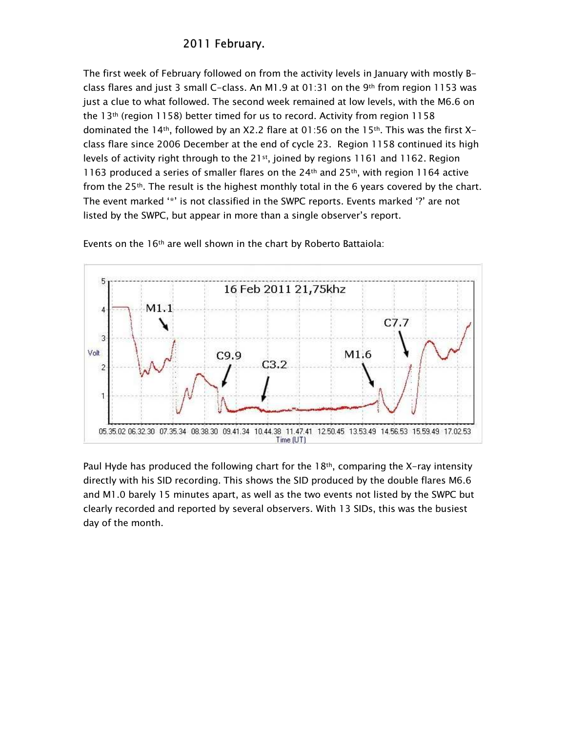## 2011 February.

The first week of February followed on from the activity levels in January with mostly B-class flares and just 3 small C-class. An M1.9 at 01:31 on the 9th from region 1153 was just a clue to what followed. The second week remained at low levels, with the M6.6 on the 13th (region 1158) better timed for us to record. Activity from region 1158 dominated the 14th, followed by an X2.2 flare at 01:56 on the 15th. This was the first X-class flare since 2006 December at the end of cycle 23. Region 1158 continued its high levels of activity right through to the 21st, joined by regions 1161 and 1162. Region 1163 produced a series of smaller flares on the 24th and 25th, with region 1164 active from the 25th. The result is the highest monthly total in the 6 years covered by the chart. The event marked '*' is not classified in the SWPC reports. Events marked '?' are not listed by the SWPC, but appear in more than a single observer's report.

Events on the 16th are well shown in the chart by Roberto Battaiola:

Paul Hyde has produced the following chart for the 18th, comparing the X-ray intensity directly with his SID recording. This shows the SID produced by the double flares M6.6 and M1.0 barely 15 minutes apart, as well as the two events not listed by the SWPC but clearly recorded and reported by several observers. With 13 SIDs, this was the busiest day of the month.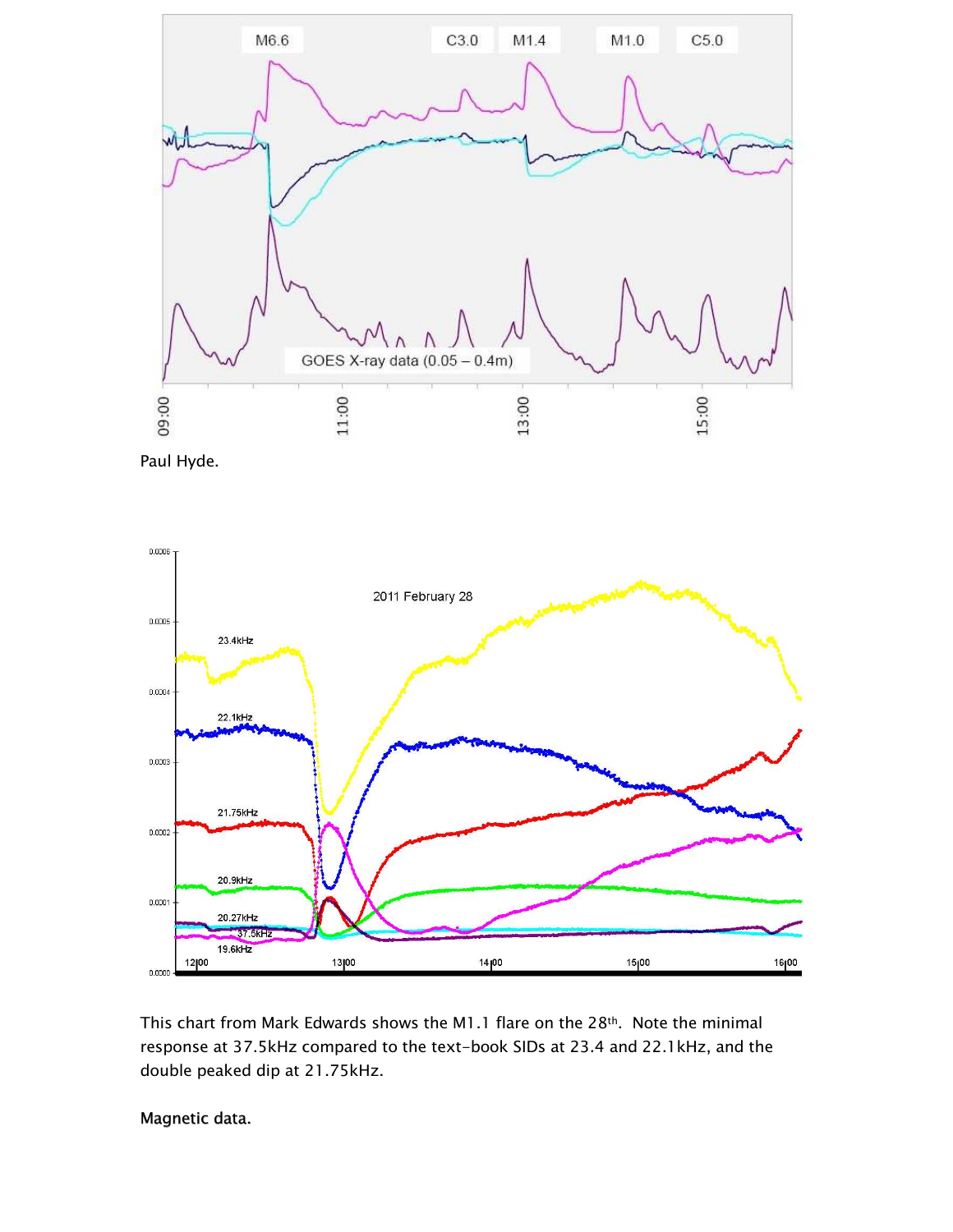Paul Hyde.

This chart from Mark Edwards shows the M1.1 flare on the 28th. Note the minimal response at 37.5kHz compared to the text-book SIDs at 23.4 and 22.1kHz, and the double peaked dip at 21.75kHz.

**Magnetic data.**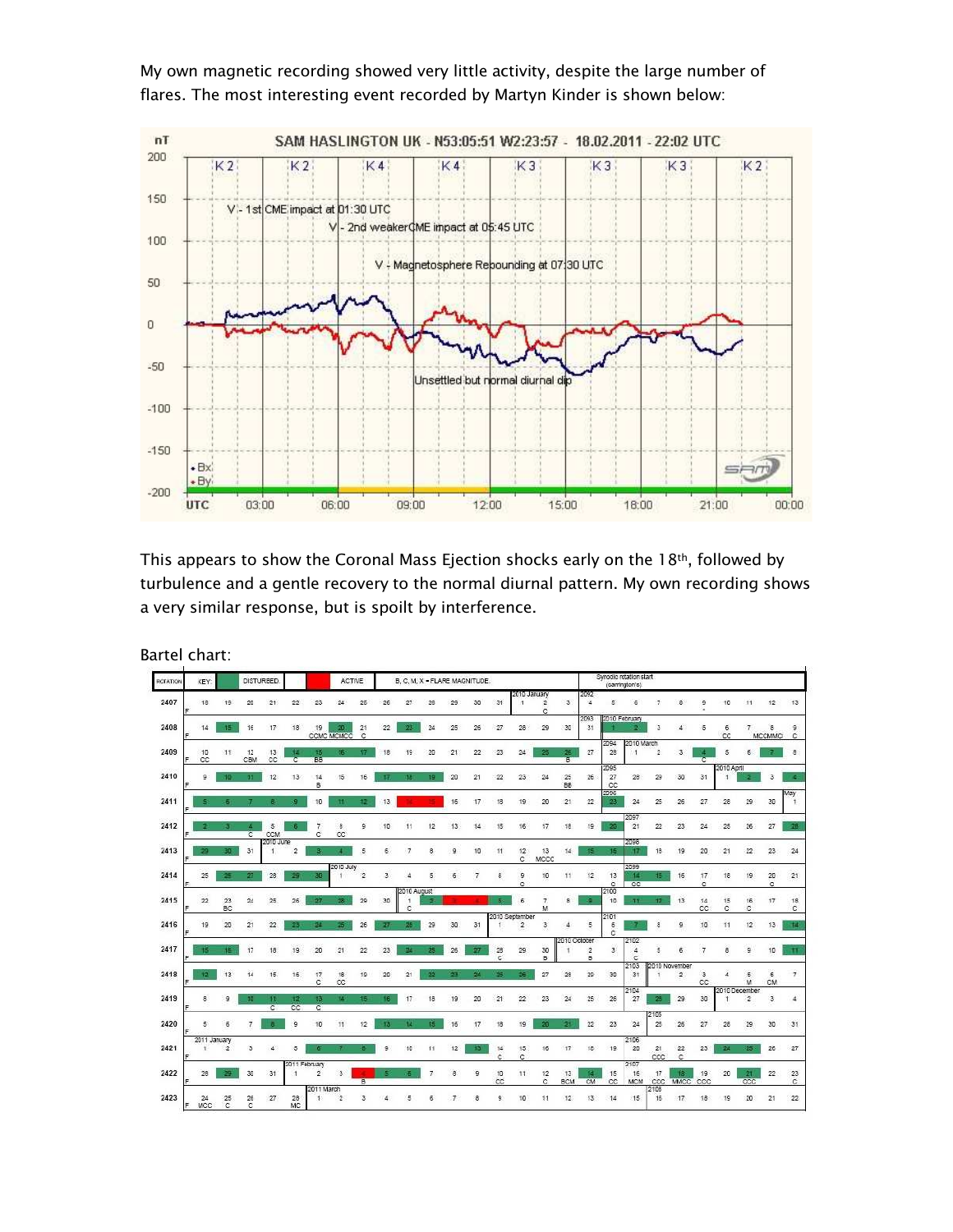My own magnetic recording showed very little activity, despite the large number of flares. The most interesting event recorded by Martyn Kinder is shown below:

nT

SAM HASLINGTON UK - N53:05:51 W2:23:57 - 18.02.2011 - 22:02 UTC

200
150
100
50
0
-50
-100
-150
-200

K2 K2 K4 K4 K3 K3 K3 K2

V - 1st CME impact at 01:30 UTC

V - 2nd weaker CME impact at 05:45 UTC

V - Magnetosphere Rebounding at 07:30 UTC

Unsettled but normal diurnal dip

• Bx
• By

UTC 03:00 06:00 09:00 12:00 15:00 18:00 21:00 00:00

This appears to show the Coronal Mass Ejection shocks early on the 18th, followed by turbulence and a gentle recovery to the normal diurnal pattern. My own recording shows a very similar response, but is spoilt by interference.

Bartel chart:

KEY: DISTURBED | ACTIVE | B, C, M, X = FLARE MAGNITUDE | Synodic rotation start (carrington's)

| ROTATION | KEY | | | | | | | | | | | | | | | | | | | | | | | | | | | |
|---|---|---|---|---|---|---|---|---|---|---|---|---|---|---|---|---|---|---|---|---|---|---|---|---|---|---|---|---|
| 2407 | F | 18 | 19 | 20 | 21 | 22 | 23 | 24 | 25 | 26 | 27 | 28 | 29 | 30 | 31 | 2010 January 1 | 2 C | 3 | 2092 4 | 5 | 6 | 7 | 8 | 9 | 10 | 11 | 12 | 13 |
| 2408 | F | 14 | 15 | 16 | 17 | 18 | 19 CCMC | 20 MCMCC | 21 C | 22 | 23 | 24 | 25 | 26 | 27 | 28 | 29 | 30 | 2093 31 | 2010 February 1 | 2 | 3 | 4 | 5 | 6 CC | 7 | 8 MCCMMC | 9 C |
| 2409 | F | 10 CC | 11 | 12 CBM | 13 CC | 14 C | 15 BB | 16 | 17 | 18 | 19 | 20 | 21 | 22 | 23 | 24 | 25 | 26 B | 27 | 2094 28 | 2010 March 1 | 2 | 3 | 4 C | 5 | 6 | 7 | 8 |
| 2410 | F | 9 | 10 | 11 | 12 | 13 | 14 B | 15 | 16 | 17 | 18 | 19 | 20 | 21 | 22 | 23 | 24 | 25 BB | 26 | 2095 27 CC | 28 | 29 | 30 | 31 | 2010 April 1 | 2 | 3 | 4 |
| 2411 | F | 5 | 6 | 7 | 8 | 9 | 10 | 11 | 12 | 13 | 14 | 15 | 16 | 17 | 18 | 19 | 20 | 21 | 22 | 2096 23 | 24 | 25 | 26 | 27 | 28 | 29 | 30 | May 1 |
| 2412 | F | 2 | 3 | 4 C | 5 CCM | 6 | 7 C | 8 CC | 9 | 10 | 11 | 12 | 13 | 14 | 15 | 16 | 17 | 18 | 19 | 20 | 2097 21 | 22 | 23 | 24 | 25 | 26 | 27 | 28 |
| 2413 | F | 29 | 30 | 31 | 2010 June 1 | 2 | 3 | 4 | 5 | 6 | 7 | 8 | 9 | 10 | 11 | 12 C | 13 MCCC | 14 | 15 | 16 | 2098 17 | 18 | 19 | 20 | 21 | 22 | 23 | 24 |
| 2414 | F | 25 | 26 | 27 | 28 | 29 | 30 | 2010 July 1 | 2 | 3 | 4 | 5 | 6 | 7 | 8 | 9 C | 10 | 11 | 12 | 13 C | 2099 14 CC | 15 | 16 | 17 C | 18 | 19 | 20 C | 21 |
| 2415 | F | 22 | 23 BC | 24 | 25 | 26 | 27 | 28 | 29 | 30 | 31 | 2010 August 1 C | 2 | 3 | 4 | 5 | 6 | 7 M | 8 | 9 | 2100 10 | 11 | 12 | 13 | 14 CC | 15 C | 16 C | 17 | 18 C |
| 2416 | F | 19 | 20 | 21 | 22 | 23 | 24 | 25 | 26 | 27 | 28 | 29 | 30 | 31 | 2010 September 1 | 2 | 3 | 4 | 5 | 2101 6 C | 7 | 8 | 9 | 10 | 11 | 12 | 13 | 14 |
| 2417 | F | 15 | 16 | 17 | 18 | 19 | 20 | 21 | 22 | 23 | 24 | 25 | 26 | 27 | 28 C | 29 | 30 B | 2010 October 1 | 2 B | 3 | 2102 4 C | 5 | 6 | 7 | 8 | 9 | 10 | 11 |
| 2418 | F | 12 | 13 | 14 | 15 | 16 | 17 C | 18 CC | 19 | 20 | 21 | 22 | 23 | 24 | 25 | 26 | 27 | 28 | 29 | 30 | 2103 31 | 2010 November 1 | 2 | 3 CC | 4 | 5 M | 6 CM | 7 |
| 2419 | F | 8 | 9 | 10 | 11 C | 12 CC | 13 C | 14 | 15 | 16 | 17 | 18 | 19 | 20 | 21 | 22 | 23 | 24 | 25 | 26 | 2104 27 | 28 | 29 | 30 | 2010 December 1 | 2 | 3 | 4 |
| 2420 | F | 5 | 6 | 7 | 8 | 9 | 10 | 11 | 12 | 13 | 14 | 15 | 16 | 17 | 18 | 19 | 20 | 21 | 22 | 23 | 24 | 2105 25 | 26 | 27 | 28 | 29 | 30 | 31 |
| 2421 | F | 2011 January 1 | 2 | 3 | 4 | 5 | 6 | 7 | 8 | 9 | 10 | 11 | 12 | 13 | 14 C | 15 C | 16 | 17 | 18 | 19 | 2106 20 | 21 CCC | 22 C | 23 | 24 | 25 | 26 | 27 |
| 2422 | F | 28 | 29 | 30 | 31 | 2011 February 1 | 2 | 3 B | 4 | 5 | 6 | 7 | 8 | 9 | 10 CC | 11 | 12 C | 13 BCM | 14 CM | 15 CC | 2107 16 MCM | 17 CCC | 18 MMCC | 19 CCC | 20 | 21 CCC | 22 | 23 C |
| 2423 | F | 24 MCC | 25 C | 26 C | 27 | 28 MC | 2011 March 1 | 2 | 3 | 4 | 5 | 6 | 7 | 8 | 9 | 10 | 11 | 12 | 13 | 14 | 15 | 2108 16 | 17 | 18 | 19 | 20 | 21 | 22 |